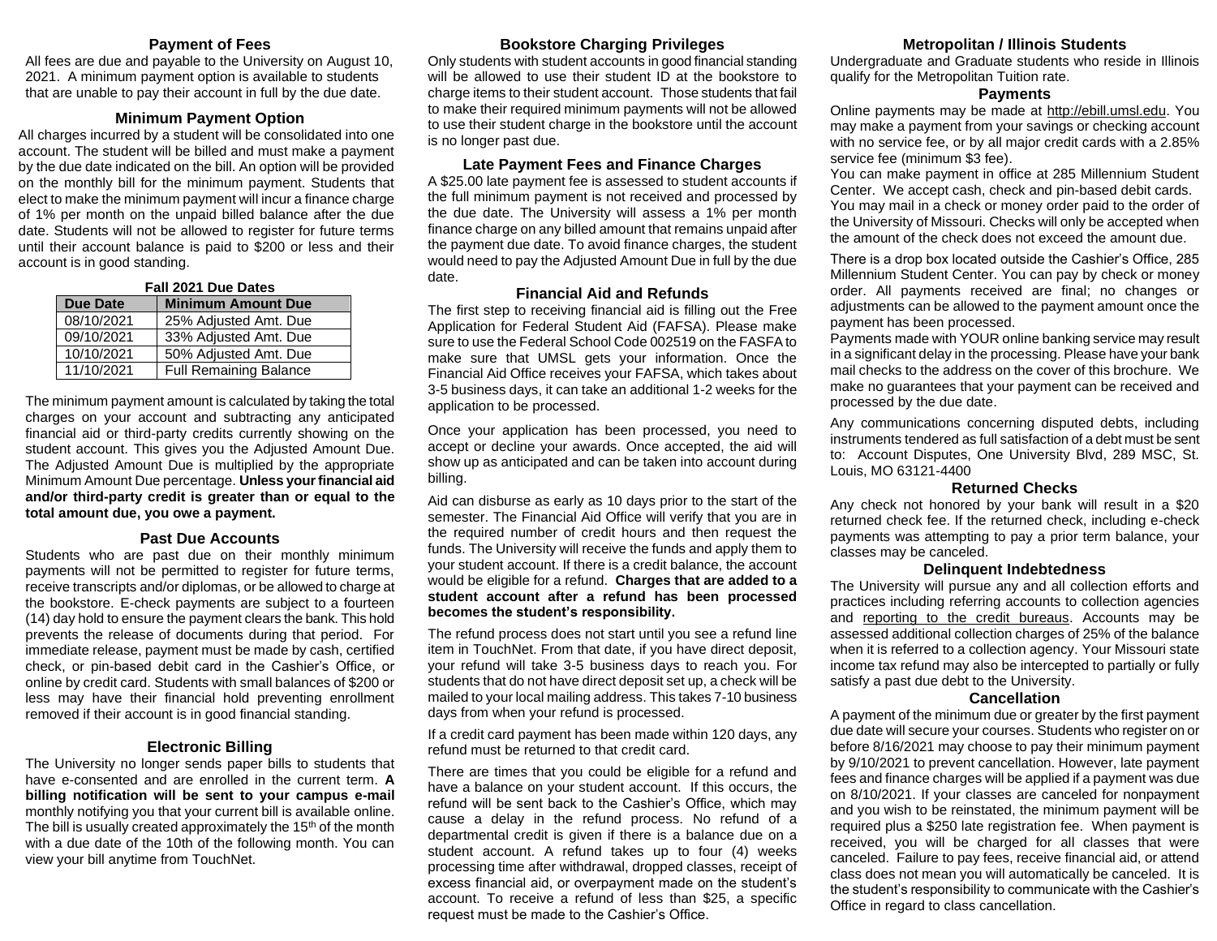## Payment of Fees

All fees are due and payable to the University on August 10, 2021. A minimum payment option is available to students that are unable to pay their account in full by the due date.

## Minimum Payment Option

All charges incurred by a student will be consolidated into one account. The student will be billed and must make a payment by the due date indicated on the bill. An option will be provided on the monthly bill for the minimum payment. Students that elect to make the minimum payment will incur a finance charge of 1% per month on the unpaid billed balance after the due date. Students will not be allowed to register for future terms until their account balance is paid to $200 or less and their account is in good standing.

**Fall 2021 Due Dates**

| Due Date | Minimum Amount Due |
|---|---|
| 08/10/2021 | 25% Adjusted Amt. Due |
| 09/10/2021 | 33% Adjusted Amt. Due |
| 10/10/2021 | 50% Adjusted Amt. Due |
| 11/10/2021 | Full Remaining Balance |

The minimum payment amount is calculated by taking the total charges on your account and subtracting any anticipated financial aid or third-party credits currently showing on the student account. This gives you the Adjusted Amount Due. The Adjusted Amount Due is multiplied by the appropriate Minimum Amount Due percentage. **Unless your financial aid and/or third-party credit is greater than or equal to the total amount due, you owe a payment.**

## Past Due Accounts

Students who are past due on their monthly minimum payments will not be permitted to register for future terms, receive transcripts and/or diplomas, or be allowed to charge at the bookstore. E-check payments are subject to a fourteen (14) day hold to ensure the payment clears the bank. This hold prevents the release of documents during that period. For immediate release, payment must be made by cash, certified check, or pin-based debit card in the Cashier's Office, or online by credit card. Students with small balances of $200 or less may have their financial hold preventing enrollment removed if their account is in good financial standing.

## Electronic Billing

The University no longer sends paper bills to students that have e-consented and are enrolled in the current term. **A billing notification will be sent to your campus e-mail** monthly notifying you that your current bill is available online. The bill is usually created approximately the 15th of the month with a due date of the 10th of the following month. You can view your bill anytime from TouchNet.

## Bookstore Charging Privileges

Only students with student accounts in good financial standing will be allowed to use their student ID at the bookstore to charge items to their student account. Those students that fail to make their required minimum payments will not be allowed to use their student charge in the bookstore until the account is no longer past due.

## Late Payment Fees and Finance Charges

A $25.00 late payment fee is assessed to student accounts if the full minimum payment is not received and processed by the due date. The University will assess a 1% per month finance charge on any billed amount that remains unpaid after the payment due date. To avoid finance charges, the student would need to pay the Adjusted Amount Due in full by the due date.

## Financial Aid and Refunds

The first step to receiving financial aid is filling out the Free Application for Federal Student Aid (FAFSA). Please make sure to use the Federal School Code 002519 on the FASFA to make sure that UMSL gets your information. Once the Financial Aid Office receives your FAFSA, which takes about 3-5 business days, it can take an additional 1-2 weeks for the application to be processed.

Once your application has been processed, you need to accept or decline your awards. Once accepted, the aid will show up as anticipated and can be taken into account during billing.

Aid can disburse as early as 10 days prior to the start of the semester. The Financial Aid Office will verify that you are in the required number of credit hours and then request the funds. The University will receive the funds and apply them to your student account. If there is a credit balance, the account would be eligible for a refund. **Charges that are added to a student account after a refund has been processed becomes the student's responsibility.**

The refund process does not start until you see a refund line item in TouchNet. From that date, if you have direct deposit, your refund will take 3-5 business days to reach you. For students that do not have direct deposit set up, a check will be mailed to your local mailing address. This takes 7-10 business days from when your refund is processed.

If a credit card payment has been made within 120 days, any refund must be returned to that credit card.

There are times that you could be eligible for a refund and have a balance on your student account. If this occurs, the refund will be sent back to the Cashier's Office, which may cause a delay in the refund process. No refund of a departmental credit is given if there is a balance due on a student account. A refund takes up to four (4) weeks processing time after withdrawal, dropped classes, receipt of excess financial aid, or overpayment made on the student's account. To receive a refund of less than $25, a specific request must be made to the Cashier's Office.

## Metropolitan / Illinois Students

Undergraduate and Graduate students who reside in Illinois qualify for the Metropolitan Tuition rate.

## Payments

Online payments may be made at http://ebill.umsl.edu. You may make a payment from your savings or checking account with no service fee, or by all major credit cards with a 2.85% service fee (minimum $3 fee).

You can make payment in office at 285 Millennium Student Center. We accept cash, check and pin-based debit cards.

You may mail in a check or money order paid to the order of the University of Missouri. Checks will only be accepted when the amount of the check does not exceed the amount due.

There is a drop box located outside the Cashier's Office, 285 Millennium Student Center. You can pay by check or money order. All payments received are final; no changes or adjustments can be allowed to the payment amount once the payment has been processed.

Payments made with YOUR online banking service may result in a significant delay in the processing. Please have your bank mail checks to the address on the cover of this brochure. We make no guarantees that your payment can be received and processed by the due date.

Any communications concerning disputed debts, including instruments tendered as full satisfaction of a debt must be sent to: Account Disputes, One University Blvd, 289 MSC, St. Louis, MO 63121-4400

## Returned Checks

Any check not honored by your bank will result in a $20 returned check fee. If the returned check, including e-check payments was attempting to pay a prior term balance, your classes may be canceled.

## Delinquent Indebtedness

The University will pursue any and all collection efforts and practices including referring accounts to collection agencies and reporting to the credit bureaus. Accounts may be assessed additional collection charges of 25% of the balance when it is referred to a collection agency. Your Missouri state income tax refund may also be intercepted to partially or fully satisfy a past due debt to the University.

## Cancellation

A payment of the minimum due or greater by the first payment due date will secure your courses. Students who register on or before 8/16/2021 may choose to pay their minimum payment by 9/10/2021 to prevent cancellation. However, late payment fees and finance charges will be applied if a payment was due on 8/10/2021. If your classes are canceled for nonpayment and you wish to be reinstated, the minimum payment will be required plus a $250 late registration fee. When payment is received, you will be charged for all classes that were canceled. Failure to pay fees, receive financial aid, or attend class does not mean you will automatically be canceled. It is the student's responsibility to communicate with the Cashier's Office in regard to class cancellation.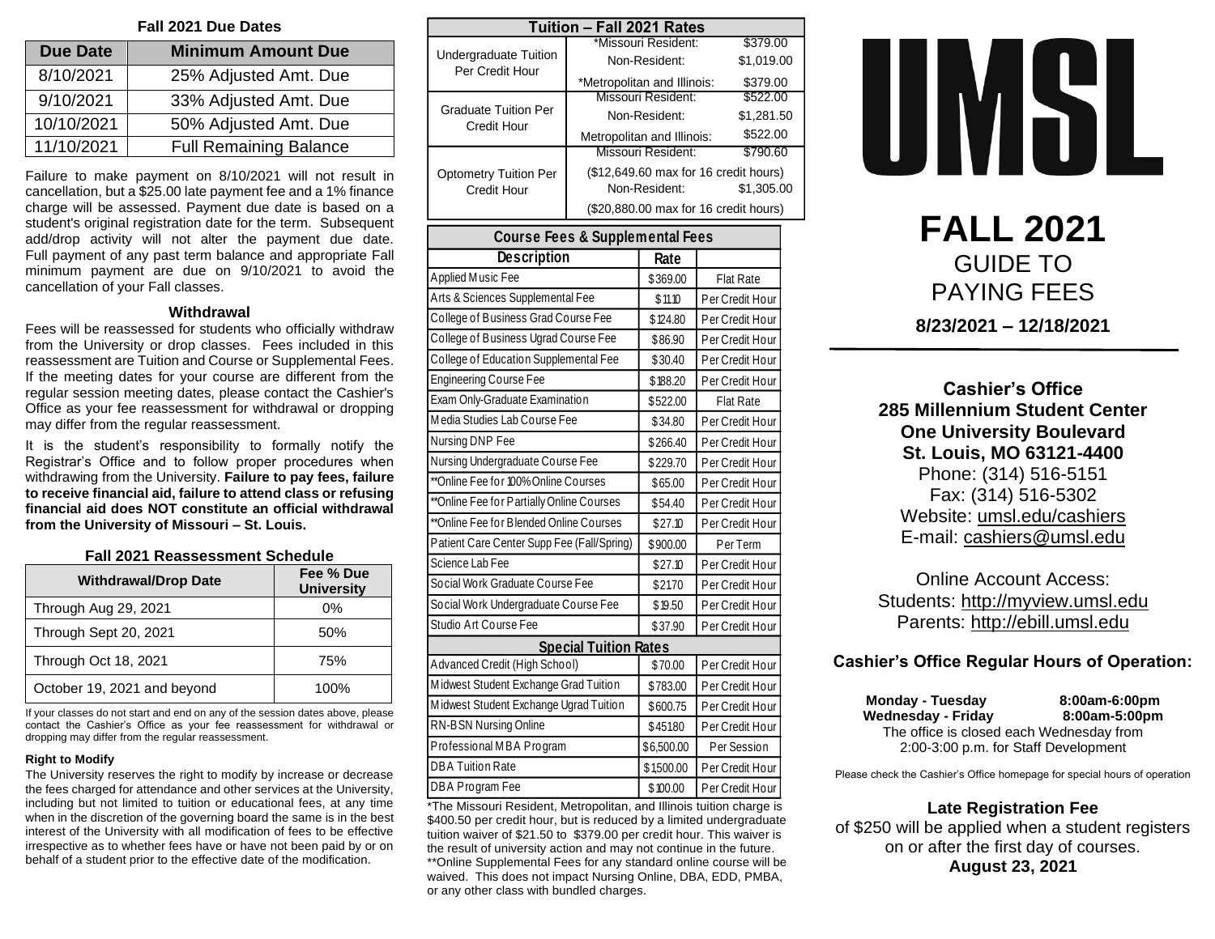### Fall 2021 Due Dates

| Due Date | Minimum Amount Due |
|---|---|
| 8/10/2021 | 25% Adjusted Amt. Due |
| 9/10/2021 | 33% Adjusted Amt. Due |
| 10/10/2021 | 50% Adjusted Amt. Due |
| 11/10/2021 | Full Remaining Balance |

Failure to make payment on 8/10/2021 will not result in cancellation, but a $25.00 late payment fee and a 1% finance charge will be assessed. Payment due date is based on a student's original registration date for the term. Subsequent add/drop activity will not alter the payment due date. Full payment of any past term balance and appropriate Fall minimum payment are due on 9/10/2021 to avoid the cancellation of your Fall classes.

### Withdrawal

Fees will be reassessed for students who officially withdraw from the University or drop classes. Fees included in this reassessment are Tuition and Course or Supplemental Fees. If the meeting dates for your course are different from the regular session meeting dates, please contact the Cashier's Office as your fee reassessment for withdrawal or dropping may differ from the regular reassessment.

It is the student's responsibility to formally notify the Registrar's Office and to follow proper procedures when withdrawing from the University. **Failure to pay fees, failure to receive financial aid, failure to attend class or refusing financial aid does NOT constitute an official withdrawal from the University of Missouri – St. Louis.**

### Fall 2021 Reassessment Schedule

| Withdrawal/Drop Date | Fee % Due University |
|---|---|
| Through Aug 29, 2021 | 0% |
| Through Sept 20, 2021 | 50% |
| Through Oct 18, 2021 | 75% |
| October 19, 2021 and beyond | 100% |

If your classes do not start and end on any of the session dates above, please contact the Cashier's Office as your fee reassessment for withdrawal or dropping may differ from the regular reassessment.

**Right to Modify**

The University reserves the right to modify by increase or decrease the fees charged for attendance and other services at the University, including but not limited to tuition or educational fees, at any time when in the discretion of the governing board the same is in the best interest of the University with all modification of fees to be effective irrespective as to whether fees have or have not been paid by or on behalf of a student prior to the effective date of the modification.

### Tuition – Fall 2021 Rates

| | | |
|---|---|---|
| Undergraduate Tuition Per Credit Hour | *Missouri Resident: | $379.00 |
| | Non-Resident: | $1,019.00 |
| | *Metropolitan and Illinois: | $379.00 |
| Graduate Tuition Per Credit Hour | Missouri Resident: | $522.00 |
| | Non-Resident: | $1,281.50 |
| | Metropolitan and Illinois: | $522.00 |
| Optometry Tuition Per Credit Hour | Missouri Resident: | $790.60 |
| | ($12,649.60 max for 16 credit hours) | |
| | Non-Resident: | $1,305.00 |
| | ($20,880.00 max for 16 credit hours) | |

### Course Fees & Supplemental Fees

| Description | Rate | |
|---|---|---|
| Applied Music Fee | $369.00 | Flat Rate |
| Arts & Sciences Supplemental Fee | $11.10 | Per Credit Hour |
| College of Business Grad Course Fee | $124.80 | Per Credit Hour |
| College of Business Ugrad Course Fee | $86.90 | Per Credit Hour |
| College of Education Supplemental Fee | $30.40 | Per Credit Hour |
| Engineering Course Fee | $188.20 | Per Credit Hour |
| Exam Only-Graduate Examination | $522.00 | Flat Rate |
| Media Studies Lab Course Fee | $34.80 | Per Credit Hour |
| Nursing DNP Fee | $266.40 | Per Credit Hour |
| Nursing Undergraduate Course Fee | $229.70 | Per Credit Hour |
| **Online Fee for 100% Online Courses | $65.00 | Per Credit Hour |
| **Online Fee for Partially Online Courses | $54.40 | Per Credit Hour |
| **Online Fee for Blended Online Courses | $27.10 | Per Credit Hour |
| Patient Care Center Supp Fee (Fall/Spring) | $900.00 | Per Term |
| Science Lab Fee | $27.10 | Per Credit Hour |
| Social Work Graduate Course Fee | $21.70 | Per Credit Hour |
| Social Work Undergraduate Course Fee | $19.50 | Per Credit Hour |
| Studio Art Course Fee | $37.90 | Per Credit Hour |
| **Special Tuition Rates** | | |
| Advanced Credit (High School) | $70.00 | Per Credit Hour |
| Midwest Student Exchange Grad Tuition | $783.00 | Per Credit Hour |
| Midwest Student Exchange Ugrad Tuition | $600.75 | Per Credit Hour |
| RN-BSN Nursing Online | $451.80 | Per Credit Hour |
| Professional MBA Program | $6,500.00 | Per Session |
| DBA Tuition Rate | $1,500.00 | Per Credit Hour |
| DBA Program Fee | $100.00 | Per Credit Hour |

*The Missouri Resident, Metropolitan, and Illinois tuition charge is $400.50 per credit hour, but is reduced by a limited undergraduate tuition waiver of $21.50 to $379.00 per credit hour. This waiver is the result of university action and may not continue in the future.
**Online Supplemental Fees for any standard online course will be waived. This does not impact Nursing Online, DBA, EDD, PMBA, or any other class with bundled charges.

# UMSL

# FALL 2021
## GUIDE TO PAYING FEES

**8/23/2021 – 12/18/2021**

**Cashier's Office**
**285 Millennium Student Center**
**One University Boulevard**
**St. Louis, MO 63121-4400**
Phone: (314) 516-5151
Fax: (314) 516-5302
Website: umsl.edu/cashiers
E-mail: cashiers@umsl.edu

Online Account Access:
Students: http://myview.umsl.edu
Parents: http://ebill.umsl.edu

**Cashier's Office Regular Hours of Operation:**

| | |
|---|---|
| **Monday - Tuesday** | **8:00am-6:00pm** |
| **Wednesday - Friday** | **8:00am-5:00pm** |

The office is closed each Wednesday from 2:00-3:00 p.m. for Staff Development

Please check the Cashier's Office homepage for special hours of operation

**Late Registration Fee**
of $250 will be applied when a student registers on or after the first day of courses.
**August 23, 2021**